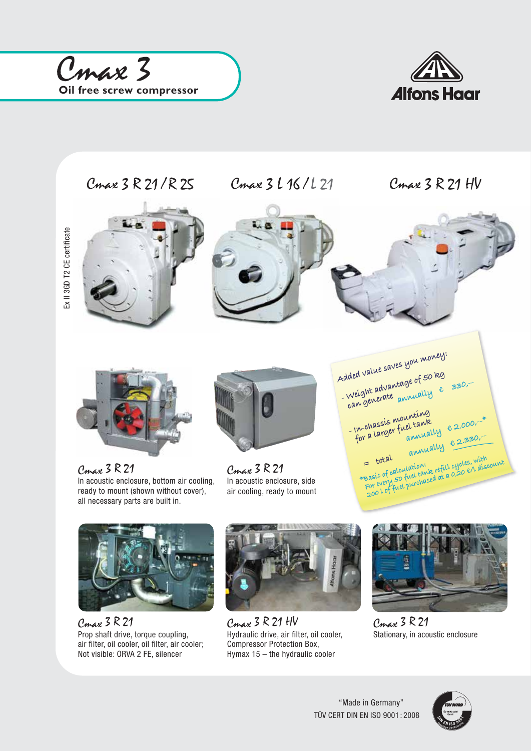# Cmax 3

**Oil free screw compressor**

Alfons Haar

Ex II 3GD T2 CE certificate

## Cmax 3 R 21 / R 25

## Cmax 3 L 16 / L 21

## Cmax 3 R 21 HV

**Cmax 3 R 21**
In acoustic enclosure, bottom air cooling, ready to mount (shown without cover), all necessary parts are built in.

**Cmax 3 R 21**
In acoustic enclosure, side air cooling, ready to mount

Added value saves you money:

- Weight advantage of 50 kg can generate annually € 330,--
- In-chassis mounting for a larger fuel tank annually € 2.000,--*

= total annually € 2.330,--

*Basic of calculation:
For every 50 fuel tank refill cycles, with 200 l of fuel purchased at a 0,20 €/l discount

**Cmax 3 R 21**
Prop shaft drive, torque coupling, air filter, oil cooler, oil filter, air cooler; Not visible: ORVA 2 FE, silencer

**Cmax 3 R 21 HV**
Hydraulic drive, air filter, oil cooler, Compressor Protection Box, Hymax 15 – the hydraulic cooler

**Cmax 3 R 21**
Stationary, in acoustic enclosure

"Made in Germany"
TÜV CERT DIN EN ISO 9001 : 2008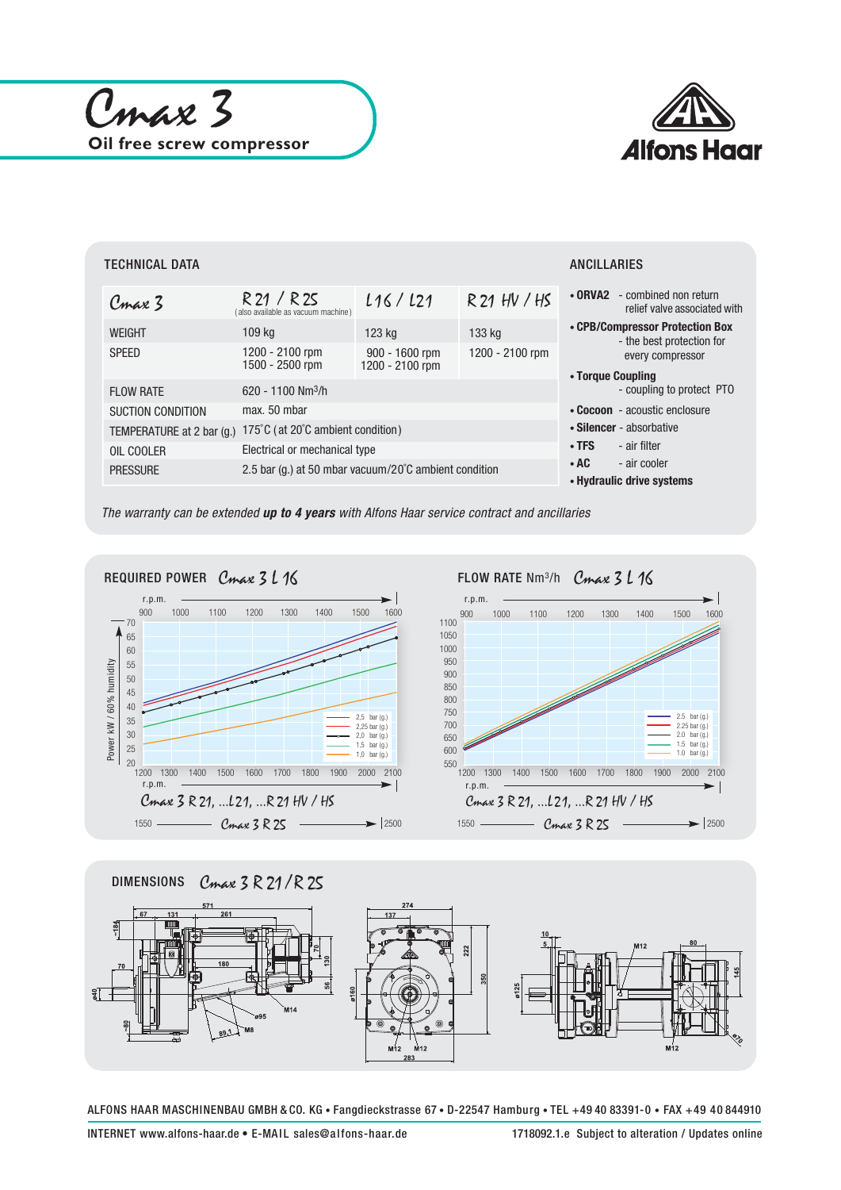# Cmax 3

**Oil free screw compressor**

Alfons Haar

## TECHNICAL DATA

| Cmax 3 | R 21 / R 25 (also available as vacuum machine) | L16 / L21 | R 21 HV / HS |
|---|---|---|---|
| WEIGHT | 109 kg | 123 kg | 133 kg |
| SPEED | 1200 - 2100 rpm<br>1500 - 2500 rpm | 900 - 1600 rpm<br>1200 - 2100 rpm | 1200 - 2100 rpm |
| FLOW RATE | 620 - 1100 Nm³/h | | |
| SUCTION CONDITION | max. 50 mbar | | |
| TEMPERATURE at 2 bar (g.) | 175°C (at 20°C ambient condition) | | |
| OIL COOLER | Electrical or mechanical type | | |
| PRESSURE | 2.5 bar (g.) at 50 mbar vacuum/20°C ambient condition | | |

## ANCILLARIES

- **ORVA2** - combined non return relief valve associated with
- **CPB/Compressor Protection Box** - the best protection for every compressor
- **Torque Coupling** - coupling to protect PTO
- **Cocoon** - acoustic enclosure
- **Silencer** - absorbative
- **TFS** - air filter
- **AC** - air cooler
- **Hydraulic drive systems**

*The warranty can be extended **up to 4 years** with Alfons Haar service contract and ancillaries*

## REQUIRED POWER Cmax 3 L 16

r.p.m.
900 1000 1100 1200 1300 1400 1500 1600

Power kW / 60% humidity
70 65 60 55 50 45 40 35 30 25 20

2,5 bar (g.)
2,25 bar (g.)
2,0 bar (g.)
1,5 bar (g.)
1,0 bar (g.)

1200 1300 1400 1500 1600 1700 1800 1900 2000 2100
r.p.m.

Cmax 3 R 21, ...L21, ...R 21 HV / HS

1550 Cmax 3 R 25 2500

## FLOW RATE Nm³/h Cmax 3 L 16

r.p.m.
900 1000 1100 1200 1300 1400 1500 1600

1100 1050 1000 950 900 850 800 750 700 650 600 550

2.5 bar (g.)
2.25 bar (g.)
2.0 bar (g.)
1.5 bar (g.)
1.0 bar (g.)

1200 1300 1400 1500 1600 1700 1800 1900 2000 2100
r.p.m.

Cmax 3 R 21, ...L21, ...R 21 HV / HS

1550 Cmax 3 R 25 2500

## DIMENSIONS Cmax 3 R 21 / R 25

571, 67, 131, 261, ~184, 70, 180, 70, 130, 56, ø40, ~80, ø95, M14, 89,1, M8

274, 137, 222, 350, ø160, M12, M12, 283

10, 5, M12, 80, 145, ø125, M12, ø70

ALFONS HAAR MASCHINENBAU GMBH & CO. KG • Fangdieckstrasse 67 • D-22547 Hamburg • TEL +49 40 83391-0 • FAX +49 40 844910

INTERNET www.alfons-haar.de • E-MAIL sales@alfons-haar.de

1718092.1.e Subject to alteration / Updates online